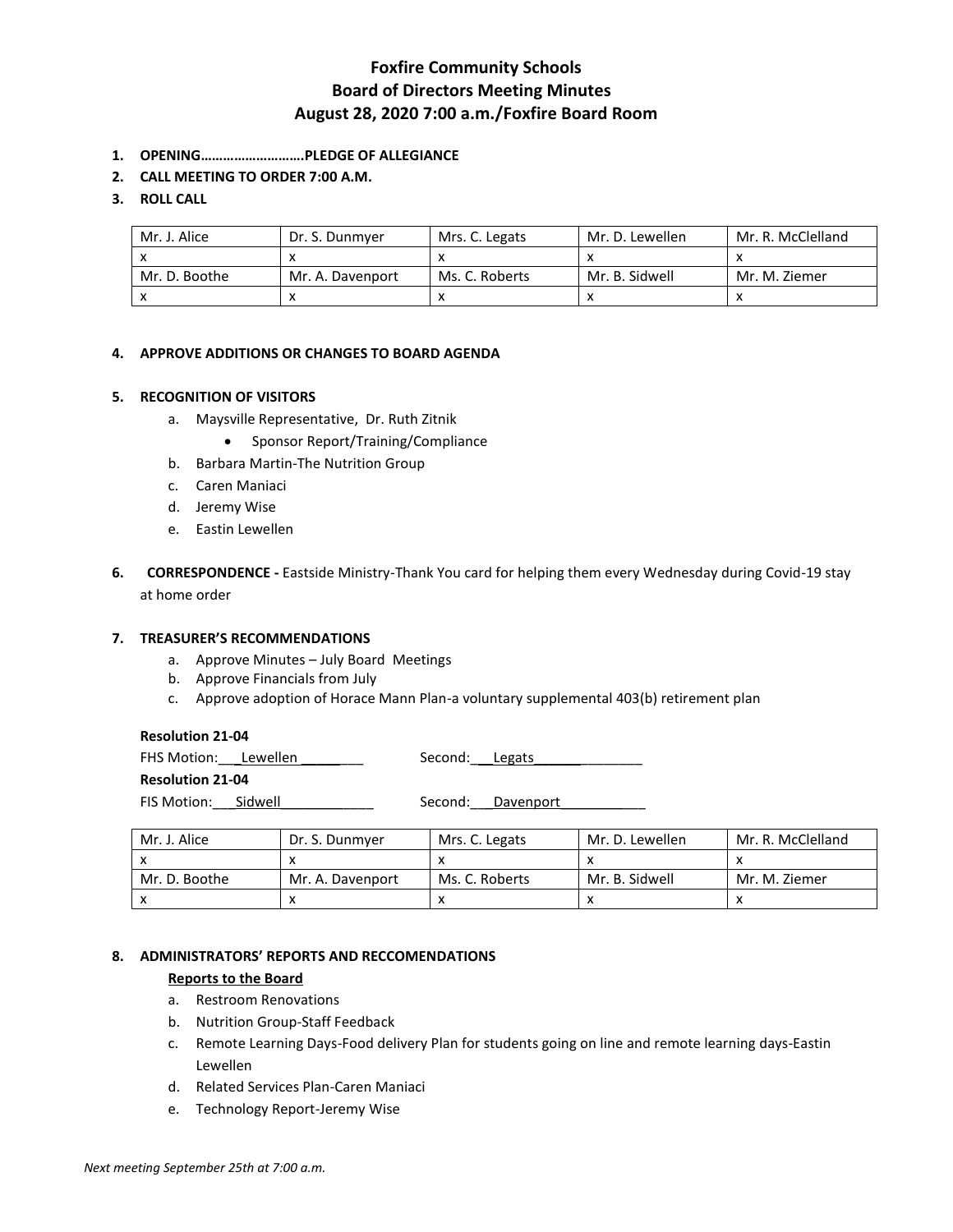# Foxfire Community Schools
## Board of Directors Meeting Minutes
### August 28, 2020 7:00 a.m./Foxfire Board Room

1. **OPENING……………………….PLEDGE OF ALLEGIANCE**
2. **CALL MEETING TO ORDER 7:00 A.M.**
3. **ROLL CALL**

| Mr. J. Alice | Dr. S. Dunmyer | Mrs. C. Legats | Mr. D. Lewellen | Mr. R. McClelland |
|---|---|---|---|---|
| x | x | x | x | x |
| Mr. D. Boothe | Mr. A. Davenport | Ms. C. Roberts | Mr. B. Sidwell | Mr. M. Ziemer |
| x | x | x | x | x |

4. **APPROVE ADDITIONS OR CHANGES TO BOARD AGENDA**

5. **RECOGNITION OF VISITORS**
   a. Maysville Representative, Dr. Ruth Zitnik
      - Sponsor Report/Training/Compliance
   b. Barbara Martin-The Nutrition Group
   c. Caren Maniaci
   d. Jeremy Wise
   e. Eastin Lewellen

6. **CORRESPONDENCE -** Eastside Ministry-Thank You card for helping them every Wednesday during Covid-19 stay at home order

7. **TREASURER'S RECOMMENDATIONS**
   a. Approve Minutes – July Board Meetings
   b. Approve Financials from July
   c. Approve adoption of Horace Mann Plan-a voluntary supplemental 403(b) retirement plan

**Resolution 21-04**
FHS Motion: Lewellen Second: Legats
**Resolution 21-04**
FIS Motion: Sidwell Second: Davenport

| Mr. J. Alice | Dr. S. Dunmyer | Mrs. C. Legats | Mr. D. Lewellen | Mr. R. McClelland |
|---|---|---|---|---|
| x | x | x | x | x |
| Mr. D. Boothe | Mr. A. Davenport | Ms. C. Roberts | Mr. B. Sidwell | Mr. M. Ziemer |
| x | x | x | x | x |

8. **ADMINISTRATORS' REPORTS AND RECCOMENDATIONS**

   **Reports to the Board**
   a. Restroom Renovations
   b. Nutrition Group-Staff Feedback
   c. Remote Learning Days-Food delivery Plan for students going on line and remote learning days-Eastin Lewellen
   d. Related Services Plan-Caren Maniaci
   e. Technology Report-Jeremy Wise

*Next meeting September 25th at 7:00 a.m.*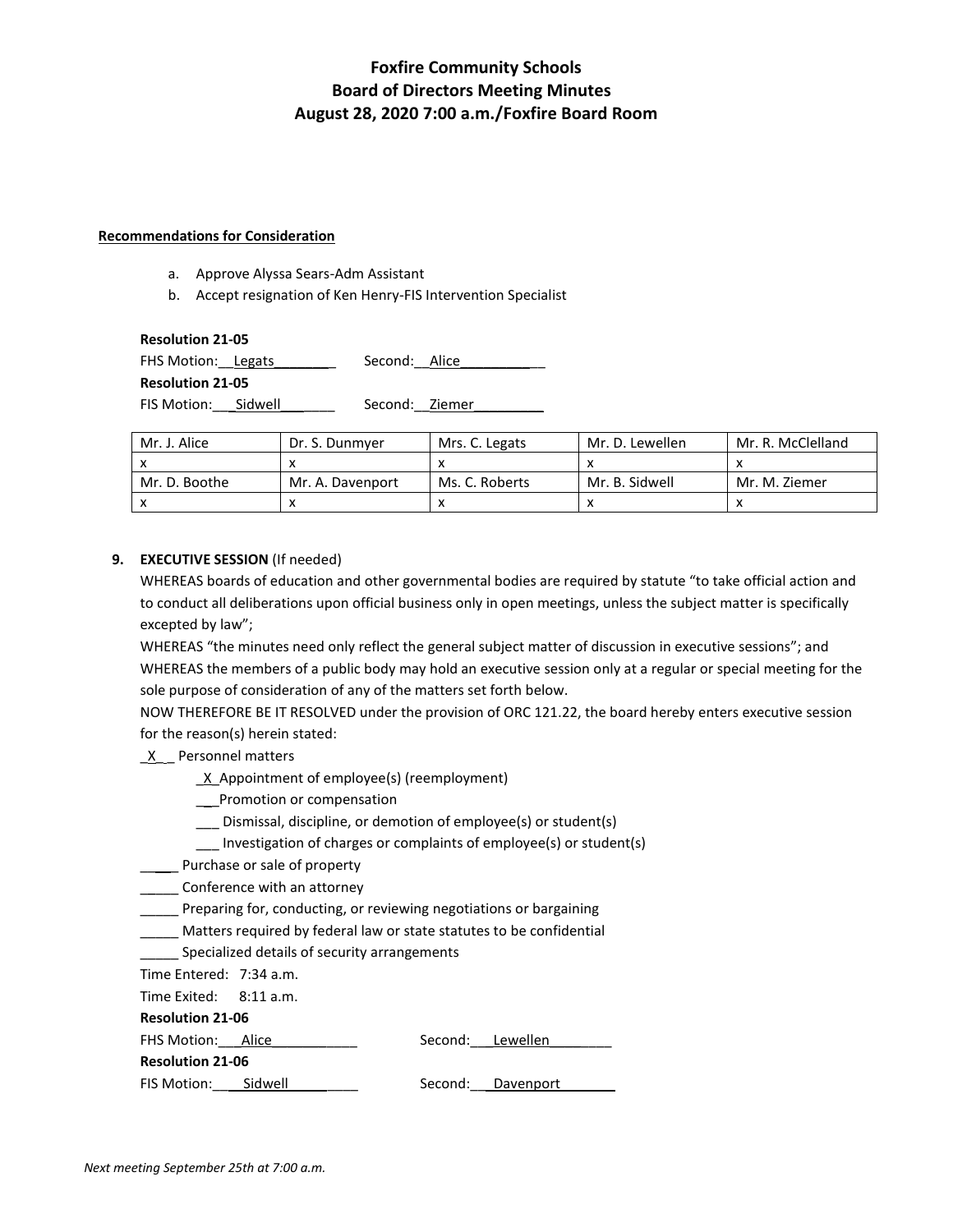# Foxfire Community Schools
## Board of Directors Meeting Minutes
### August 28, 2020 7:00 a.m./Foxfire Board Room

**Recommendations for Consideration**

a. Approve Alyssa Sears-Adm Assistant
b. Accept resignation of Ken Henry-FIS Intervention Specialist

**Resolution 21-05**
FHS Motion: Legats Second: Alice
**Resolution 21-05**
FIS Motion: Sidwell Second: Ziemer

| Mr. J. Alice | Dr. S. Dunmyer | Mrs. C. Legats | Mr. D. Lewellen | Mr. R. McClelland |
|---|---|---|---|---|
| x | x | x | x | x |
| Mr. D. Boothe | Mr. A. Davenport | Ms. C. Roberts | Mr. B. Sidwell | Mr. M. Ziemer |
| x | x | x | x | x |

9. **EXECUTIVE SESSION** (If needed)

WHEREAS boards of education and other governmental bodies are required by statute "to take official action and to conduct all deliberations upon official business only in open meetings, unless the subject matter is specifically excepted by law";
WHEREAS "the minutes need only reflect the general subject matter of discussion in executive sessions"; and
WHEREAS the members of a public body may hold an executive session only at a regular or special meeting for the sole purpose of consideration of any of the matters set forth below.
NOW THEREFORE BE IT RESOLVED under the provision of ORC 121.22, the board hereby enters executive session for the reason(s) herein stated:

_X__ Personnel matters
- _X_ Appointment of employee(s) (reemployment)
- ___ Promotion or compensation
- ___ Dismissal, discipline, or demotion of employee(s) or student(s)
- ___ Investigation of charges or complaints of employee(s) or student(s)

_____ Purchase or sale of property
_____ Conference with an attorney
_____ Preparing for, conducting, or reviewing negotiations or bargaining
_____ Matters required by federal law or state statutes to be confidential
_____ Specialized details of security arrangements

Time Entered: 7:34 a.m.
Time Exited: 8:11 a.m.

**Resolution 21-06**
FHS Motion: Alice Second: Lewellen
**Resolution 21-06**
FIS Motion: Sidwell Second: Davenport

*Next meeting September 25th at 7:00 a.m.*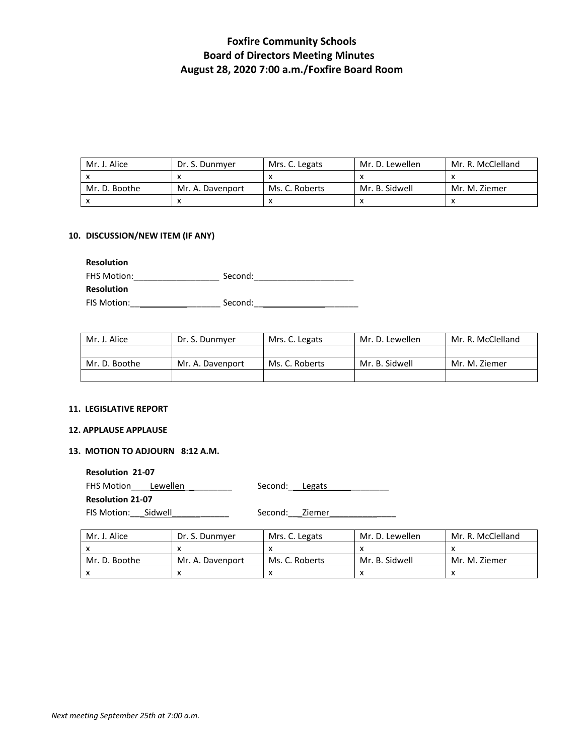# Foxfire Community Schools
## Board of Directors Meeting Minutes
## August 28, 2020 7:00 a.m./Foxfire Board Room

| | | | | |
|---|---|---|---|---|
| Mr. J. Alice | Dr. S. Dunmyer | Mrs. C. Legats | Mr. D. Lewellen | Mr. R. McClelland |
| x | x | x | x | x |
| Mr. D. Boothe | Mr. A. Davenport | Ms. C. Roberts | Mr. B. Sidwell | Mr. M. Ziemer |
| x | x | x | x | x |

**10. DISCUSSION/NEW ITEM (IF ANY)**

**Resolution**

FHS Motion:__________________ Second:_____________________

**Resolution**

FIS Motion:__________________ Second:_____________________

| | | | | |
|---|---|---|---|---|
| Mr. J. Alice | Dr. S. Dunmyer | Mrs. C. Legats | Mr. D. Lewellen | Mr. R. McClelland |
| | | | | |
| Mr. D. Boothe | Mr. A. Davenport | Ms. C. Roberts | Mr. B. Sidwell | Mr. M. Ziemer |
| | | | | |

**11. LEGISLATIVE REPORT**

**12. APPLAUSE APPLAUSE**

**13. MOTION TO ADJOURN 8:12 A.M.**

**Resolution 21-07**

FHS Motion____Lewellen__________ Second:___Legats______________

**Resolution 21-07**

FIS Motion:___Sidwell____________ Second:___Ziemer_____________

| | | | | |
|---|---|---|---|---|
| Mr. J. Alice | Dr. S. Dunmyer | Mrs. C. Legats | Mr. D. Lewellen | Mr. R. McClelland |
| x | x | x | x | x |
| Mr. D. Boothe | Mr. A. Davenport | Ms. C. Roberts | Mr. B. Sidwell | Mr. M. Ziemer |
| x | x | x | x | x |

*Next meeting September 25th at 7:00 a.m.*